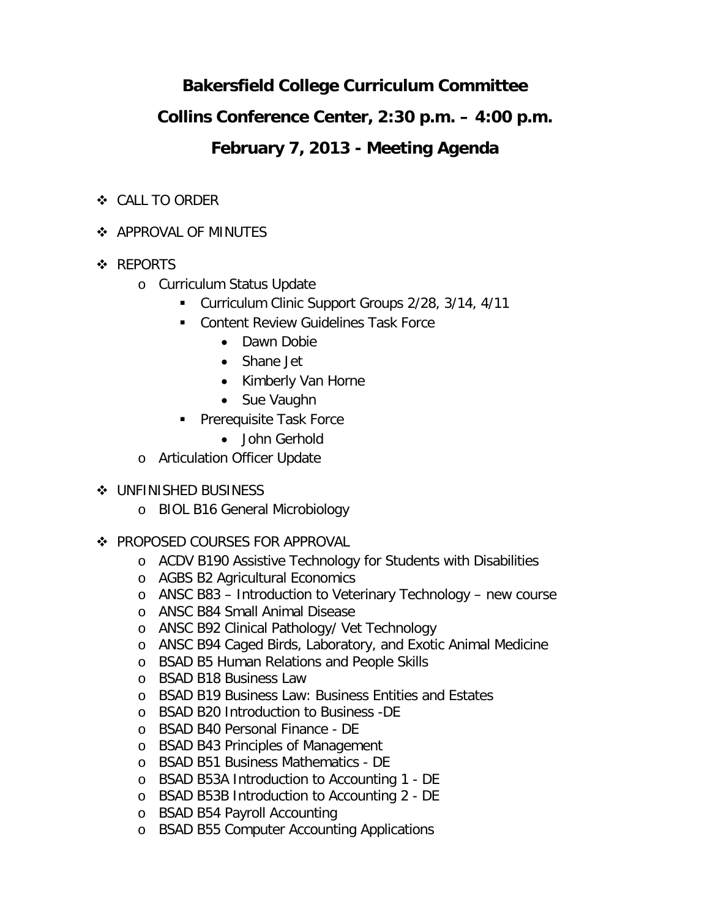# Bakersfield College Curriculum Committee

## Collins Conference Center, 2:30 p.m. – 4:00 p.m.

## February 7, 2013 - Meeting Agenda

- CALL TO ORDER
- APPROVAL OF MINUTES
- REPORTS
  - Curriculum Status Update
    - Curriculum Clinic Support Groups 2/28, 3/14, 4/11
    - Content Review Guidelines Task Force
      - Dawn Dobie
      - Shane Jet
      - Kimberly Van Horne
      - Sue Vaughn
    - Prerequisite Task Force
      - John Gerhold
  - Articulation Officer Update
- UNFINISHED BUSINESS
  - BIOL B16 General Microbiology
- PROPOSED COURSES FOR APPROVAL
  - ACDV B190 Assistive Technology for Students with Disabilities
  - AGBS B2 Agricultural Economics
  - ANSC B83 – Introduction to Veterinary Technology – new course
  - ANSC B84 Small Animal Disease
  - ANSC B92 Clinical Pathology/ Vet Technology
  - ANSC B94 Caged Birds, Laboratory, and Exotic Animal Medicine
  - BSAD B5 Human Relations and People Skills
  - BSAD B18 Business Law
  - BSAD B19 Business Law: Business Entities and Estates
  - BSAD B20 Introduction to Business -DE
  - BSAD B40 Personal Finance - DE
  - BSAD B43 Principles of Management
  - BSAD B51 Business Mathematics - DE
  - BSAD B53A Introduction to Accounting 1 - DE
  - BSAD B53B Introduction to Accounting 2 - DE
  - BSAD B54 Payroll Accounting
  - BSAD B55 Computer Accounting Applications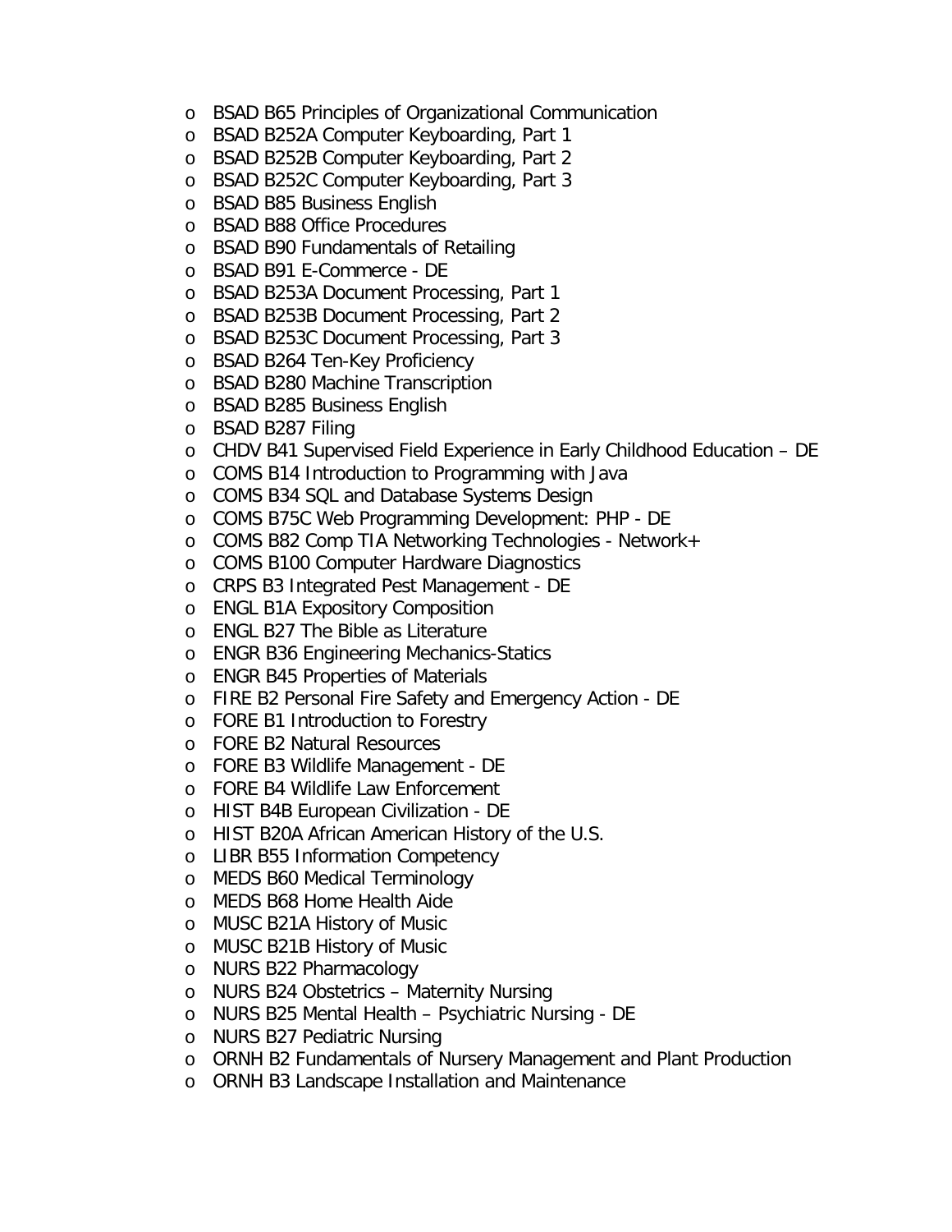- BSAD B65 Principles of Organizational Communication
- BSAD B252A Computer Keyboarding, Part 1
- BSAD B252B Computer Keyboarding, Part 2
- BSAD B252C Computer Keyboarding, Part 3
- BSAD B85 Business English
- BSAD B88 Office Procedures
- BSAD B90 Fundamentals of Retailing
- BSAD B91 E-Commerce - DE
- BSAD B253A Document Processing, Part 1
- BSAD B253B Document Processing, Part 2
- BSAD B253C Document Processing, Part 3
- BSAD B264 Ten-Key Proficiency
- BSAD B280 Machine Transcription
- BSAD B285 Business English
- BSAD B287 Filing
- CHDV B41 Supervised Field Experience in Early Childhood Education – DE
- COMS B14 Introduction to Programming with Java
- COMS B34 SQL and Database Systems Design
- COMS B75C Web Programming Development: PHP - DE
- COMS B82 Comp TIA Networking Technologies - Network+
- COMS B100 Computer Hardware Diagnostics
- CRPS B3 Integrated Pest Management - DE
- ENGL B1A Expository Composition
- ENGL B27 The Bible as Literature
- ENGR B36 Engineering Mechanics-Statics
- ENGR B45 Properties of Materials
- FIRE B2 Personal Fire Safety and Emergency Action - DE
- FORE B1 Introduction to Forestry
- FORE B2 Natural Resources
- FORE B3 Wildlife Management - DE
- FORE B4 Wildlife Law Enforcement
- HIST B4B European Civilization - DE
- HIST B20A African American History of the U.S.
- LIBR B55 Information Competency
- MEDS B60 Medical Terminology
- MEDS B68 Home Health Aide
- MUSC B21A History of Music
- MUSC B21B History of Music
- NURS B22 Pharmacology
- NURS B24 Obstetrics – Maternity Nursing
- NURS B25 Mental Health – Psychiatric Nursing - DE
- NURS B27 Pediatric Nursing
- ORNH B2 Fundamentals of Nursery Management and Plant Production
- ORNH B3 Landscape Installation and Maintenance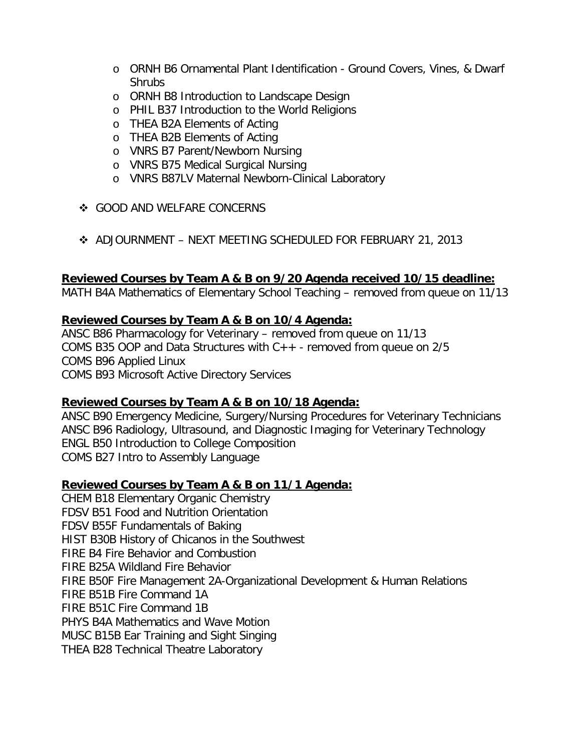- ORNH B6 Ornamental Plant Identification - Ground Covers, Vines, & Dwarf Shrubs
- ORNH B8 Introduction to Landscape Design
- PHIL B37 Introduction to the World Religions
- THEA B2A Elements of Acting
- THEA B2B Elements of Acting
- VNRS B7 Parent/Newborn Nursing
- VNRS B75 Medical Surgical Nursing
- VNRS B87LV Maternal Newborn-Clinical Laboratory

- GOOD AND WELFARE CONCERNS

- ADJOURNMENT – NEXT MEETING SCHEDULED FOR FEBRUARY 21, 2013

**Reviewed Courses by Team A & B on 9/20 Agenda received 10/15 deadline:**

MATH B4A Mathematics of Elementary School Teaching – removed from queue on 11/13

**Reviewed Courses by Team A & B on 10/4 Agenda:**

ANSC B86 Pharmacology for Veterinary – removed from queue on 11/13
COMS B35 OOP and Data Structures with C++ - removed from queue on 2/5
COMS B96 Applied Linux
COMS B93 Microsoft Active Directory Services

**Reviewed Courses by Team A & B on 10/18 Agenda:**

ANSC B90 Emergency Medicine, Surgery/Nursing Procedures for Veterinary Technicians
ANSC B96 Radiology, Ultrasound, and Diagnostic Imaging for Veterinary Technology
ENGL B50 Introduction to College Composition
COMS B27 Intro to Assembly Language

**Reviewed Courses by Team A & B on 11/1 Agenda:**

CHEM B18 Elementary Organic Chemistry
FDSV B51 Food and Nutrition Orientation
FDSV B55F Fundamentals of Baking
HIST B30B History of Chicanos in the Southwest
FIRE B4 Fire Behavior and Combustion
FIRE B25A Wildland Fire Behavior
FIRE B50F Fire Management 2A-Organizational Development & Human Relations
FIRE B51B Fire Command 1A
FIRE B51C Fire Command 1B
PHYS B4A Mathematics and Wave Motion
MUSC B15B Ear Training and Sight Singing
THEA B28 Technical Theatre Laboratory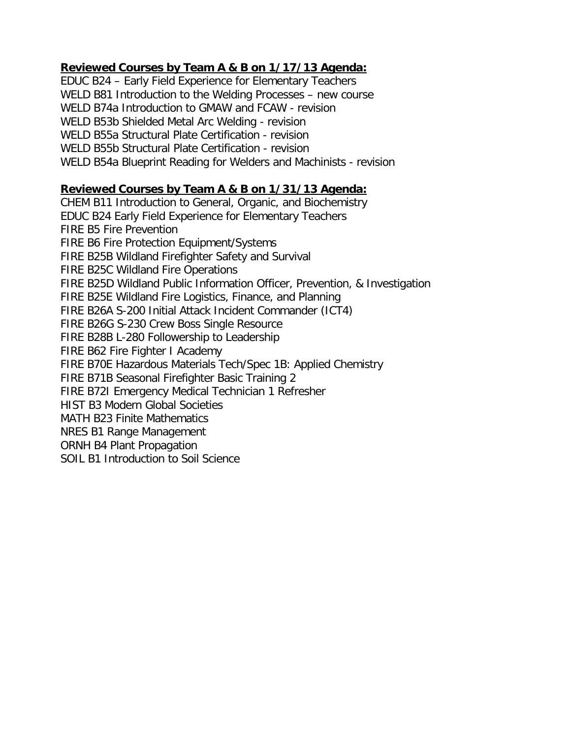**Reviewed Courses by Team A & B on 1/17/13 Agenda:**

EDUC B24 – Early Field Experience for Elementary Teachers
WELD B81 Introduction to the Welding Processes – new course
WELD B74a Introduction to GMAW and FCAW - revision
WELD B53b Shielded Metal Arc Welding - revision
WELD B55a Structural Plate Certification - revision
WELD B55b Structural Plate Certification - revision
WELD B54a Blueprint Reading for Welders and Machinists - revision

**Reviewed Courses by Team A & B on 1/31/13 Agenda:**

CHEM B11 Introduction to General, Organic, and Biochemistry
EDUC B24 Early Field Experience for Elementary Teachers
FIRE B5 Fire Prevention
FIRE B6 Fire Protection Equipment/Systems
FIRE B25B Wildland Firefighter Safety and Survival
FIRE B25C Wildland Fire Operations
FIRE B25D Wildland Public Information Officer, Prevention, & Investigation
FIRE B25E Wildland Fire Logistics, Finance, and Planning
FIRE B26A S-200 Initial Attack Incident Commander (ICT4)
FIRE B26G S-230 Crew Boss Single Resource
FIRE B28B L-280 Followership to Leadership
FIRE B62 Fire Fighter I Academy
FIRE B70E Hazardous Materials Tech/Spec 1B: Applied Chemistry
FIRE B71B Seasonal Firefighter Basic Training 2
FIRE B72I Emergency Medical Technician 1 Refresher
HIST B3 Modern Global Societies
MATH B23 Finite Mathematics
NRES B1 Range Management
ORNH B4 Plant Propagation
SOIL B1 Introduction to Soil Science